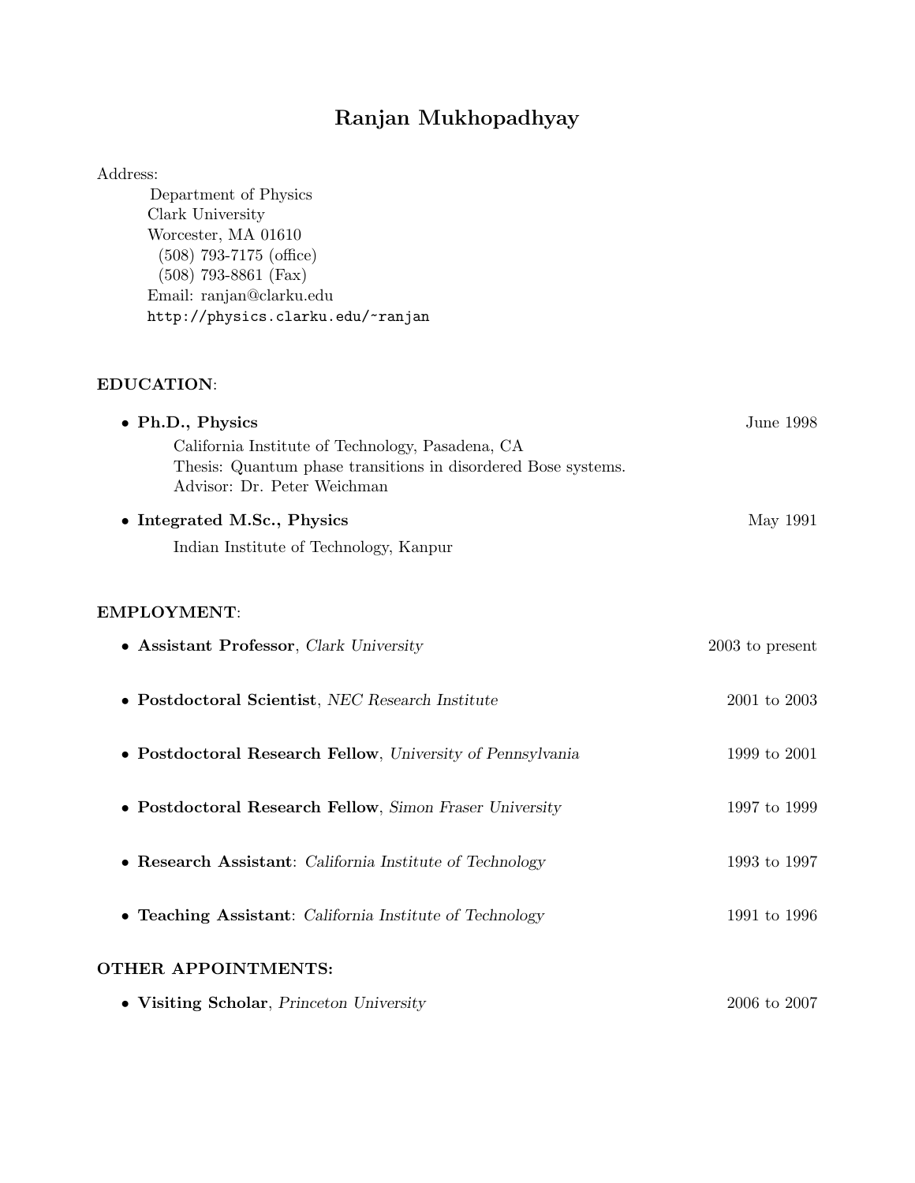# Ranjan Mukhopadhyay

Address:

Department of Physics
Clark University
Worcester, MA 01610
(508) 793-7175 (office)
(508) 793-8861 (Fax)
Email: ranjan@clarku.edu
`http://physics.clarku.edu/~ranjan`

## EDUCATION:

- **Ph.D., Physics** — June 1998
  California Institute of Technology, Pasadena, CA
  Thesis: Quantum phase transitions in disordered Bose systems.
  Advisor: Dr. Peter Weichman
- **Integrated M.Sc., Physics** — May 1991
  Indian Institute of Technology, Kanpur

## EMPLOYMENT:

- **Assistant Professor**, *Clark University* — 2003 to present
- **Postdoctoral Scientist**, *NEC Research Institute* — 2001 to 2003
- **Postdoctoral Research Fellow**, *University of Pennsylvania* — 1999 to 2001
- **Postdoctoral Research Fellow**, *Simon Fraser University* — 1997 to 1999
- **Research Assistant**: *California Institute of Technology* — 1993 to 1997
- **Teaching Assistant**: *California Institute of Technology* — 1991 to 1996

## OTHER APPOINTMENTS:

- **Visiting Scholar**, *Princeton University* — 2006 to 2007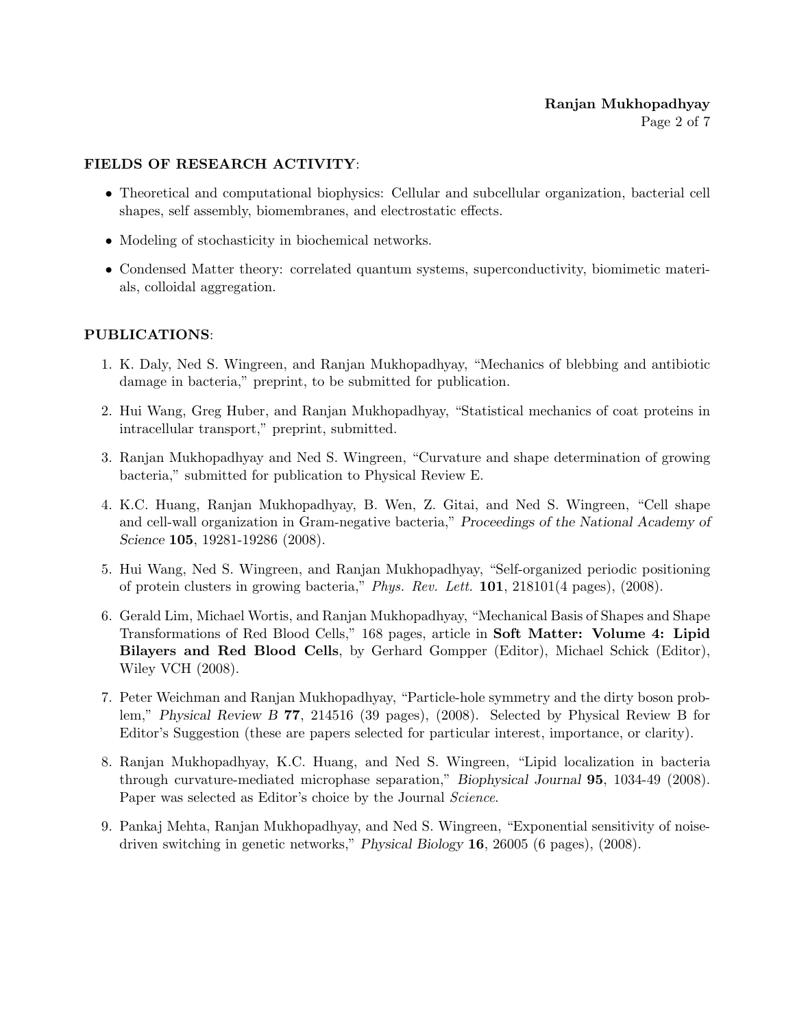**FIELDS OF RESEARCH ACTIVITY**:

- Theoretical and computational biophysics: Cellular and subcellular organization, bacterial cell shapes, self assembly, biomembranes, and electrostatic effects.
- Modeling of stochasticity in biochemical networks.
- Condensed Matter theory: correlated quantum systems, superconductivity, biomimetic materials, colloidal aggregation.

**PUBLICATIONS**:

1. K. Daly, Ned S. Wingreen, and Ranjan Mukhopadhyay, "Mechanics of blebbing and antibiotic damage in bacteria," preprint, to be submitted for publication.
2. Hui Wang, Greg Huber, and Ranjan Mukhopadhyay, "Statistical mechanics of coat proteins in intracellular transport," preprint, submitted.
3. Ranjan Mukhopadhyay and Ned S. Wingreen, "Curvature and shape determination of growing bacteria," submitted for publication to Physical Review E.
4. K.C. Huang, Ranjan Mukhopadhyay, B. Wen, Z. Gitai, and Ned S. Wingreen, "Cell shape and cell-wall organization in Gram-negative bacteria," *Proceedings of the National Academy of Science* **105**, 19281-19286 (2008).
5. Hui Wang, Ned S. Wingreen, and Ranjan Mukhopadhyay, "Self-organized periodic positioning of protein clusters in growing bacteria," *Phys. Rev. Lett.* **101**, 218101(4 pages), (2008).
6. Gerald Lim, Michael Wortis, and Ranjan Mukhopadhyay, "Mechanical Basis of Shapes and Shape Transformations of Red Blood Cells," 168 pages, article in **Soft Matter: Volume 4: Lipid Bilayers and Red Blood Cells**, by Gerhard Gompper (Editor), Michael Schick (Editor), Wiley VCH (2008).
7. Peter Weichman and Ranjan Mukhopadhyay, "Particle-hole symmetry and the dirty boson problem," *Physical Review B* **77**, 214516 (39 pages), (2008). Selected by Physical Review B for Editor's Suggestion (these are papers selected for particular interest, importance, or clarity).
8. Ranjan Mukhopadhyay, K.C. Huang, and Ned S. Wingreen, "Lipid localization in bacteria through curvature-mediated microphase separation," *Biophysical Journal* **95**, 1034-49 (2008). Paper was selected as Editor's choice by the Journal *Science*.
9. Pankaj Mehta, Ranjan Mukhopadhyay, and Ned S. Wingreen, "Exponential sensitivity of noise-driven switching in genetic networks," *Physical Biology* **16**, 26005 (6 pages), (2008).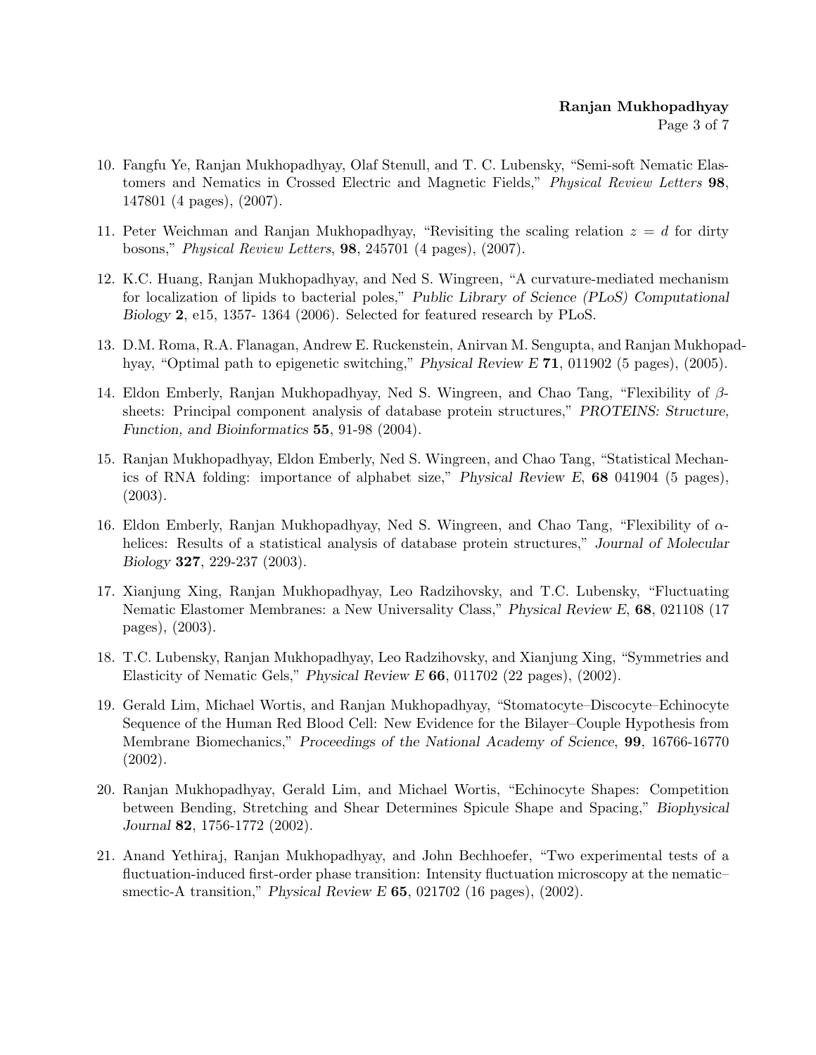10. Fangfu Ye, Ranjan Mukhopadhyay, Olaf Stenull, and T. C. Lubensky, "Semi-soft Nematic Elastomers and Nematics in Crossed Electric and Magnetic Fields," *Physical Review Letters* **98**, 147801 (4 pages), (2007).

11. Peter Weichman and Ranjan Mukhopadhyay, "Revisiting the scaling relation $z = d$ for dirty bosons," *Physical Review Letters*, **98**, 245701 (4 pages), (2007).

12. K.C. Huang, Ranjan Mukhopadhyay, and Ned S. Wingreen, "A curvature-mediated mechanism for localization of lipids to bacterial poles," *Public Library of Science (PLoS) Computational Biology* **2**, e15, 1357- 1364 (2006). Selected for featured research by PLoS.

13. D.M. Roma, R.A. Flanagan, Andrew E. Ruckenstein, Anirvan M. Sengupta, and Ranjan Mukhopadhyay, "Optimal path to epigenetic switching," *Physical Review E* **71**, 011902 (5 pages), (2005).

14. Eldon Emberly, Ranjan Mukhopadhyay, Ned S. Wingreen, and Chao Tang, "Flexibility of $\beta$-sheets: Principal component analysis of database protein structures," *PROTEINS: Structure, Function, and Bioinformatics* **55**, 91-98 (2004).

15. Ranjan Mukhopadhyay, Eldon Emberly, Ned S. Wingreen, and Chao Tang, "Statistical Mechanics of RNA folding: importance of alphabet size," *Physical Review E*, **68** 041904 (5 pages), (2003).

16. Eldon Emberly, Ranjan Mukhopadhyay, Ned S. Wingreen, and Chao Tang, "Flexibility of $\alpha$-helices: Results of a statistical analysis of database protein structures," *Journal of Molecular Biology* **327**, 229-237 (2003).

17. Xianjung Xing, Ranjan Mukhopadhyay, Leo Radzihovsky, and T.C. Lubensky, "Fluctuating Nematic Elastomer Membranes: a New Universality Class," *Physical Review E*, **68**, 021108 (17 pages), (2003).

18. T.C. Lubensky, Ranjan Mukhopadhyay, Leo Radzihovsky, and Xianjung Xing, "Symmetries and Elasticity of Nematic Gels," *Physical Review E* **66**, 011702 (22 pages), (2002).

19. Gerald Lim, Michael Wortis, and Ranjan Mukhopadhyay, "Stomatocyte–Discocyte–Echinocyte Sequence of the Human Red Blood Cell: New Evidence for the Bilayer–Couple Hypothesis from Membrane Biomechanics," *Proceedings of the National Academy of Science*, **99**, 16766-16770 (2002).

20. Ranjan Mukhopadhyay, Gerald Lim, and Michael Wortis, "Echinocyte Shapes: Competition between Bending, Stretching and Shear Determines Spicule Shape and Spacing," *Biophysical Journal* **82**, 1756-1772 (2002).

21. Anand Yethiraj, Ranjan Mukhopadhyay, and John Bechhoefer, "Two experimental tests of a fluctuation-induced first-order phase transition: Intensity fluctuation microscopy at the nematic–smectic-A transition," *Physical Review E* **65**, 021702 (16 pages), (2002).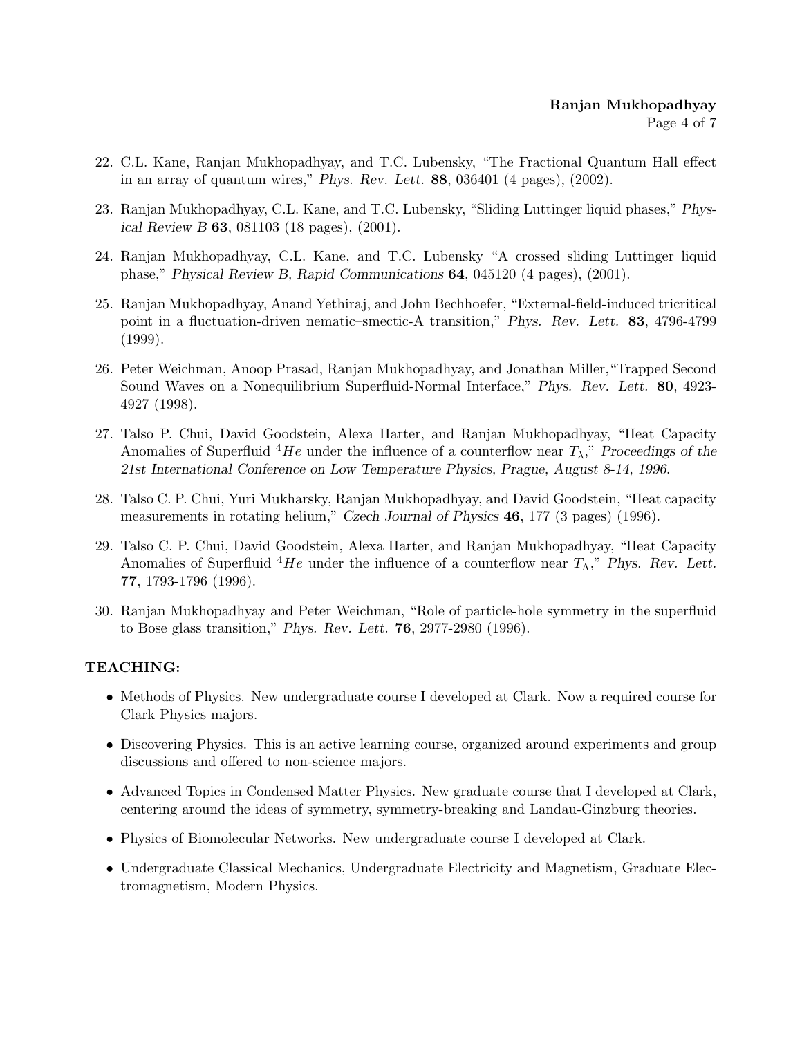22. C.L. Kane, Ranjan Mukhopadhyay, and T.C. Lubensky, "The Fractional Quantum Hall effect in an array of quantum wires," *Phys. Rev. Lett.* **88**, 036401 (4 pages), (2002).

23. Ranjan Mukhopadhyay, C.L. Kane, and T.C. Lubensky, "Sliding Luttinger liquid phases," *Physical Review B* **63**, 081103 (18 pages), (2001).

24. Ranjan Mukhopadhyay, C.L. Kane, and T.C. Lubensky "A crossed sliding Luttinger liquid phase," *Physical Review B, Rapid Communications* **64**, 045120 (4 pages), (2001).

25. Ranjan Mukhopadhyay, Anand Yethiraj, and John Bechhoefer, "External-field-induced tricritical point in a fluctuation-driven nematic–smectic-A transition," *Phys. Rev. Lett.* **83**, 4796-4799 (1999).

26. Peter Weichman, Anoop Prasad, Ranjan Mukhopadhyay, and Jonathan Miller,"Trapped Second Sound Waves on a Nonequilibrium Superfluid-Normal Interface," *Phys. Rev. Lett.* **80**, 4923-4927 (1998).

27. Talso P. Chui, David Goodstein, Alexa Harter, and Ranjan Mukhopadhyay, "Heat Capacity Anomalies of Superfluid $^4He$ under the influence of a counterflow near $T_\lambda$," *Proceedings of the 21st International Conference on Low Temperature Physics, Prague, August 8-14, 1996.*

28. Talso C. P. Chui, Yuri Mukharsky, Ranjan Mukhopadhyay, and David Goodstein, "Heat capacity measurements in rotating helium," *Czech Journal of Physics* **46**, 177 (3 pages) (1996).

29. Talso C. P. Chui, David Goodstein, Alexa Harter, and Ranjan Mukhopadhyay, "Heat Capacity Anomalies of Superfluid $^4He$ under the influence of a counterflow near $T_\Lambda$," *Phys. Rev. Lett.* **77**, 1793-1796 (1996).

30. Ranjan Mukhopadhyay and Peter Weichman, "Role of particle-hole symmetry in the superfluid to Bose glass transition," *Phys. Rev. Lett.* **76**, 2977-2980 (1996).

## TEACHING:

- Methods of Physics. New undergraduate course I developed at Clark. Now a required course for Clark Physics majors.
- Discovering Physics. This is an active learning course, organized around experiments and group discussions and offered to non-science majors.
- Advanced Topics in Condensed Matter Physics. New graduate course that I developed at Clark, centering around the ideas of symmetry, symmetry-breaking and Landau-Ginzburg theories.
- Physics of Biomolecular Networks. New undergraduate course I developed at Clark.
- Undergraduate Classical Mechanics, Undergraduate Electricity and Magnetism, Graduate Electromagnetism, Modern Physics.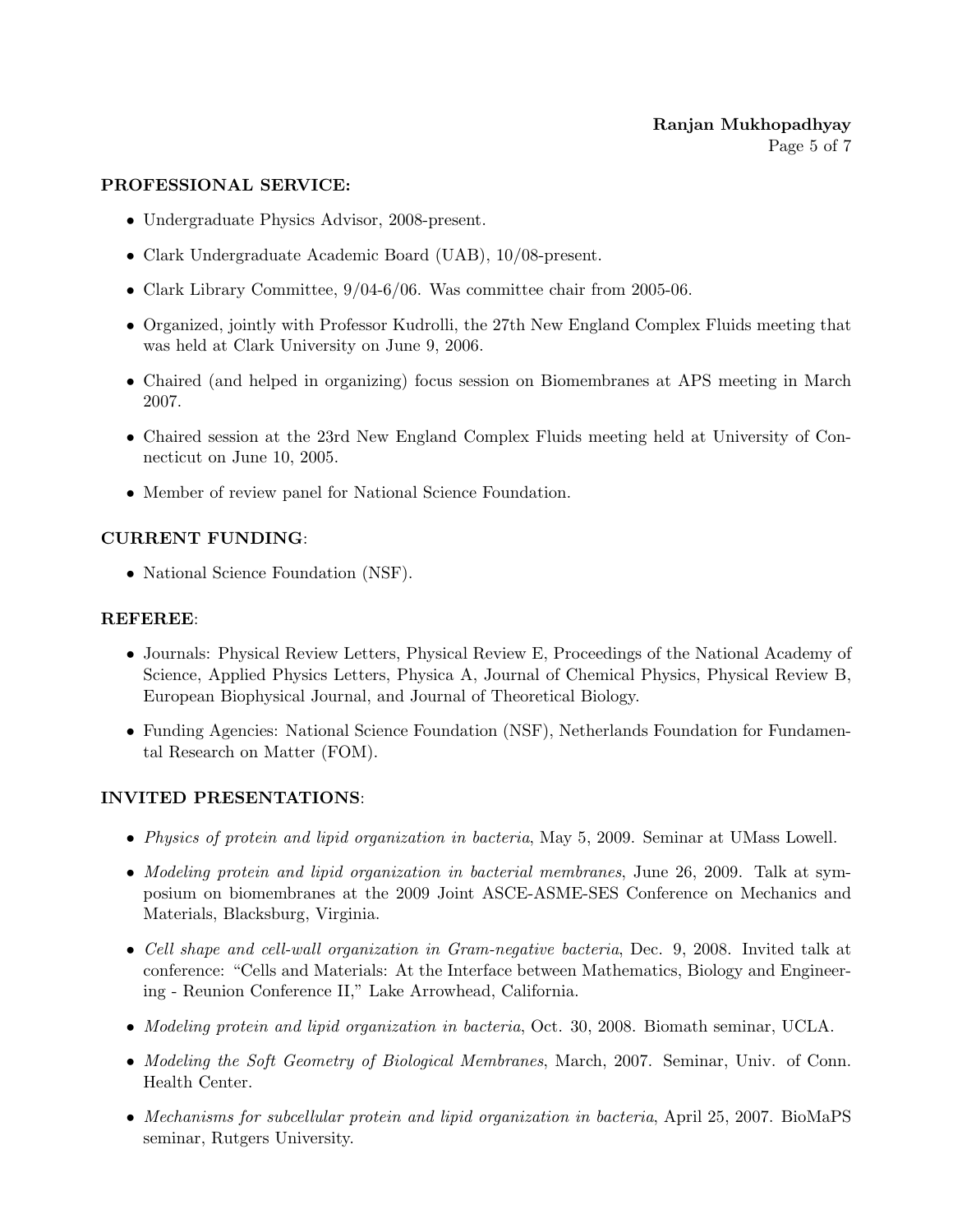## PROFESSIONAL SERVICE:

- Undergraduate Physics Advisor, 2008-present.
- Clark Undergraduate Academic Board (UAB), 10/08-present.
- Clark Library Committee, 9/04-6/06. Was committee chair from 2005-06.
- Organized, jointly with Professor Kudrolli, the 27th New England Complex Fluids meeting that was held at Clark University on June 9, 2006.
- Chaired (and helped in organizing) focus session on Biomembranes at APS meeting in March 2007.
- Chaired session at the 23rd New England Complex Fluids meeting held at University of Connecticut on June 10, 2005.
- Member of review panel for National Science Foundation.

## CURRENT FUNDING:

- National Science Foundation (NSF).

## REFEREE:

- Journals: Physical Review Letters, Physical Review E, Proceedings of the National Academy of Science, Applied Physics Letters, Physica A, Journal of Chemical Physics, Physical Review B, European Biophysical Journal, and Journal of Theoretical Biology.
- Funding Agencies: National Science Foundation (NSF), Netherlands Foundation for Fundamental Research on Matter (FOM).

## INVITED PRESENTATIONS:

- *Physics of protein and lipid organization in bacteria*, May 5, 2009. Seminar at UMass Lowell.
- *Modeling protein and lipid organization in bacterial membranes*, June 26, 2009. Talk at symposium on biomembranes at the 2009 Joint ASCE-ASME-SES Conference on Mechanics and Materials, Blacksburg, Virginia.
- *Cell shape and cell-wall organization in Gram-negative bacteria*, Dec. 9, 2008. Invited talk at conference: "Cells and Materials: At the Interface between Mathematics, Biology and Engineering - Reunion Conference II," Lake Arrowhead, California.
- *Modeling protein and lipid organization in bacteria*, Oct. 30, 2008. Biomath seminar, UCLA.
- *Modeling the Soft Geometry of Biological Membranes*, March, 2007. Seminar, Univ. of Conn. Health Center.
- *Mechanisms for subcellular protein and lipid organization in bacteria*, April 25, 2007. BioMaPS seminar, Rutgers University.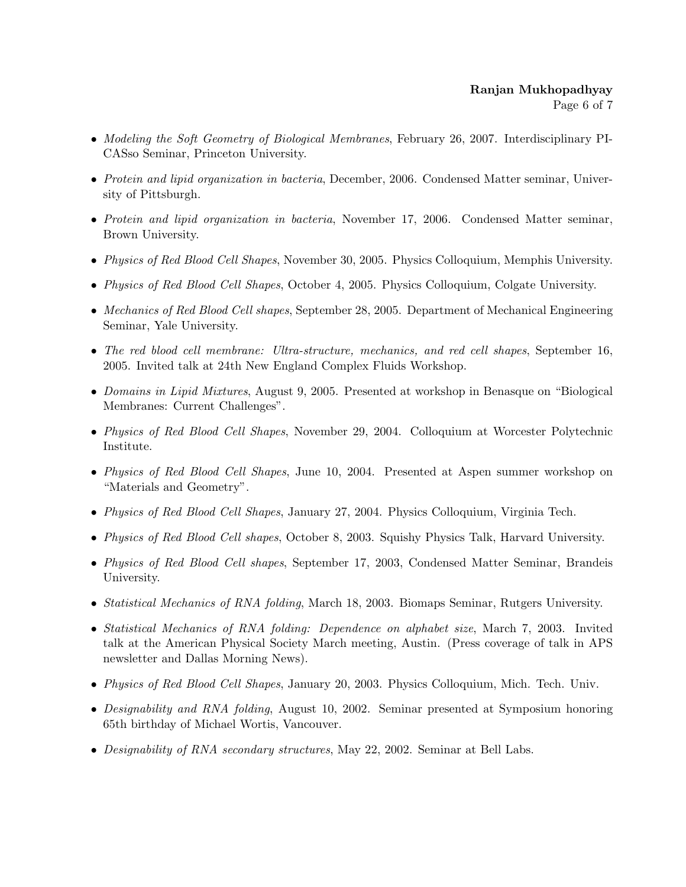- *Modeling the Soft Geometry of Biological Membranes*, February 26, 2007. Interdisciplinary PICASso Seminar, Princeton University.
- *Protein and lipid organization in bacteria*, December, 2006. Condensed Matter seminar, University of Pittsburgh.
- *Protein and lipid organization in bacteria*, November 17, 2006. Condensed Matter seminar, Brown University.
- *Physics of Red Blood Cell Shapes*, November 30, 2005. Physics Colloquium, Memphis University.
- *Physics of Red Blood Cell Shapes*, October 4, 2005. Physics Colloquium, Colgate University.
- *Mechanics of Red Blood Cell shapes*, September 28, 2005. Department of Mechanical Engineering Seminar, Yale University.
- *The red blood cell membrane: Ultra-structure, mechanics, and red cell shapes*, September 16, 2005. Invited talk at 24th New England Complex Fluids Workshop.
- *Domains in Lipid Mixtures*, August 9, 2005. Presented at workshop in Benasque on "Biological Membranes: Current Challenges".
- *Physics of Red Blood Cell Shapes*, November 29, 2004. Colloquium at Worcester Polytechnic Institute.
- *Physics of Red Blood Cell Shapes*, June 10, 2004. Presented at Aspen summer workshop on "Materials and Geometry".
- *Physics of Red Blood Cell Shapes*, January 27, 2004. Physics Colloquium, Virginia Tech.
- *Physics of Red Blood Cell shapes*, October 8, 2003. Squishy Physics Talk, Harvard University.
- *Physics of Red Blood Cell shapes*, September 17, 2003, Condensed Matter Seminar, Brandeis University.
- *Statistical Mechanics of RNA folding*, March 18, 2003. Biomaps Seminar, Rutgers University.
- *Statistical Mechanics of RNA folding: Dependence on alphabet size*, March 7, 2003. Invited talk at the American Physical Society March meeting, Austin. (Press coverage of talk in APS newsletter and Dallas Morning News).
- *Physics of Red Blood Cell Shapes*, January 20, 2003. Physics Colloquium, Mich. Tech. Univ.
- *Designability and RNA folding*, August 10, 2002. Seminar presented at Symposium honoring 65th birthday of Michael Wortis, Vancouver.
- *Designability of RNA secondary structures*, May 22, 2002. Seminar at Bell Labs.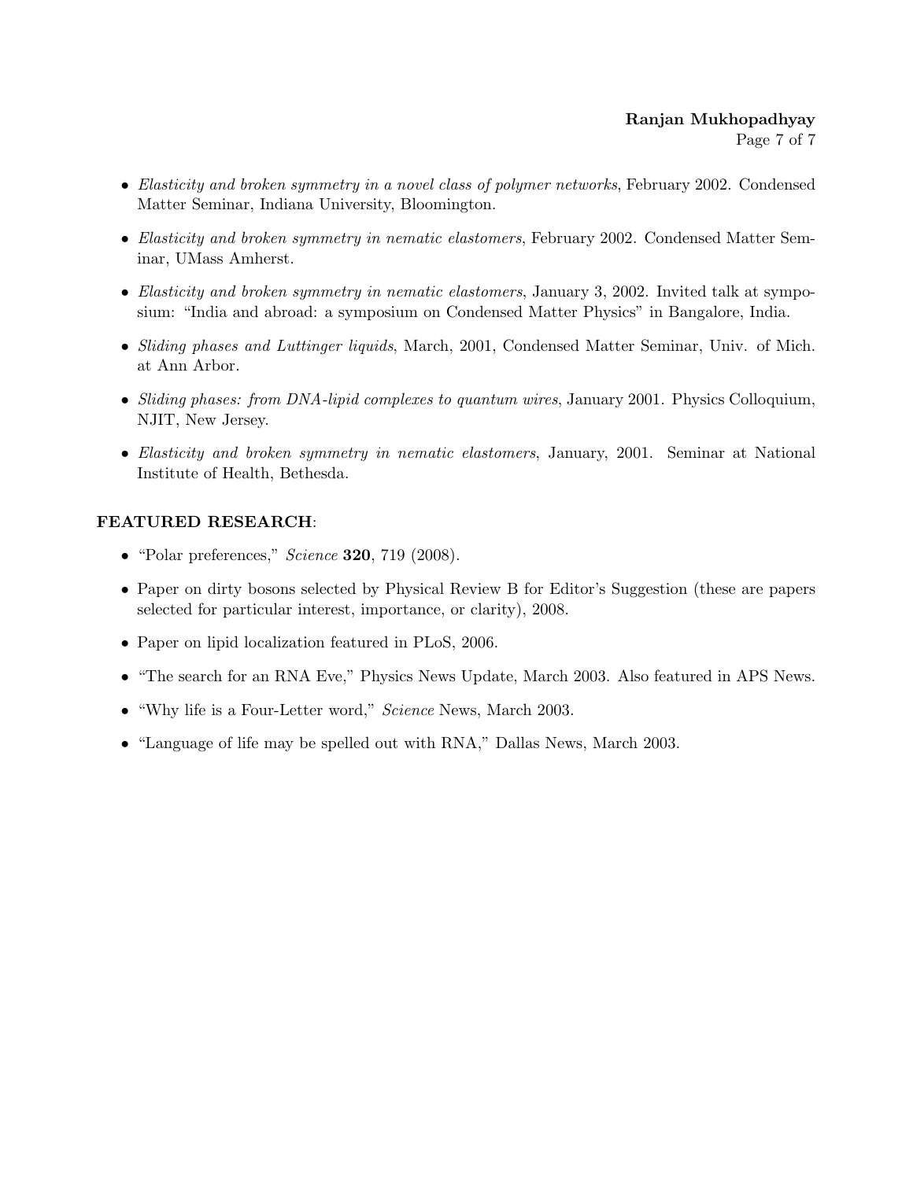- *Elasticity and broken symmetry in a novel class of polymer networks*, February 2002. Condensed Matter Seminar, Indiana University, Bloomington.
- *Elasticity and broken symmetry in nematic elastomers*, February 2002. Condensed Matter Seminar, UMass Amherst.
- *Elasticity and broken symmetry in nematic elastomers*, January 3, 2002. Invited talk at symposium: "India and abroad: a symposium on Condensed Matter Physics" in Bangalore, India.
- *Sliding phases and Luttinger liquids*, March, 2001, Condensed Matter Seminar, Univ. of Mich. at Ann Arbor.
- *Sliding phases: from DNA-lipid complexes to quantum wires*, January 2001. Physics Colloquium, NJIT, New Jersey.
- *Elasticity and broken symmetry in nematic elastomers*, January, 2001. Seminar at National Institute of Health, Bethesda.

**FEATURED RESEARCH**:

- "Polar preferences," *Science* **320**, 719 (2008).
- Paper on dirty bosons selected by Physical Review B for Editor's Suggestion (these are papers selected for particular interest, importance, or clarity), 2008.
- Paper on lipid localization featured in PLoS, 2006.
- "The search for an RNA Eve," Physics News Update, March 2003. Also featured in APS News.
- "Why life is a Four-Letter word," *Science* News, March 2003.
- "Language of life may be spelled out with RNA," Dallas News, March 2003.